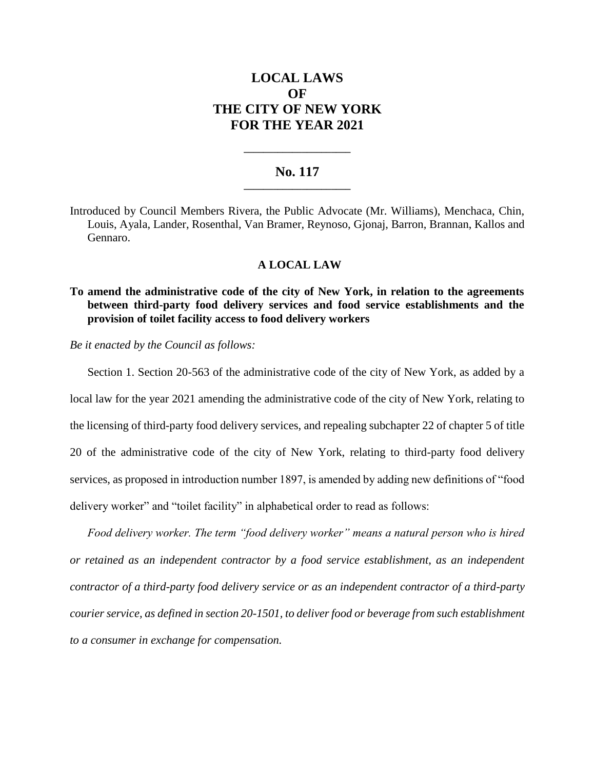# LOCAL LAWS OF THE CITY OF NEW YORK FOR THE YEAR 2021

---

## No. 117

---

Introduced by Council Members Rivera, the Public Advocate (Mr. Williams), Menchaca, Chin, Louis, Ayala, Lander, Rosenthal, Van Bramer, Reynoso, Gjonaj, Barron, Brannan, Kallos and Gennaro.

### A LOCAL LAW

**To amend the administrative code of the city of New York, in relation to the agreements between third-party food delivery services and food service establishments and the provision of toilet facility access to food delivery workers**

*Be it enacted by the Council as follows:*

Section 1. Section 20-563 of the administrative code of the city of New York, as added by a local law for the year 2021 amending the administrative code of the city of New York, relating to the licensing of third-party food delivery services, and repealing subchapter 22 of chapter 5 of title 20 of the administrative code of the city of New York, relating to third-party food delivery services, as proposed in introduction number 1897, is amended by adding new definitions of "food delivery worker" and "toilet facility" in alphabetical order to read as follows:

*Food delivery worker. The term "food delivery worker" means a natural person who is hired or retained as an independent contractor by a food service establishment, as an independent contractor of a third-party food delivery service or as an independent contractor of a third-party courier service, as defined in section 20-1501, to deliver food or beverage from such establishment to a consumer in exchange for compensation.*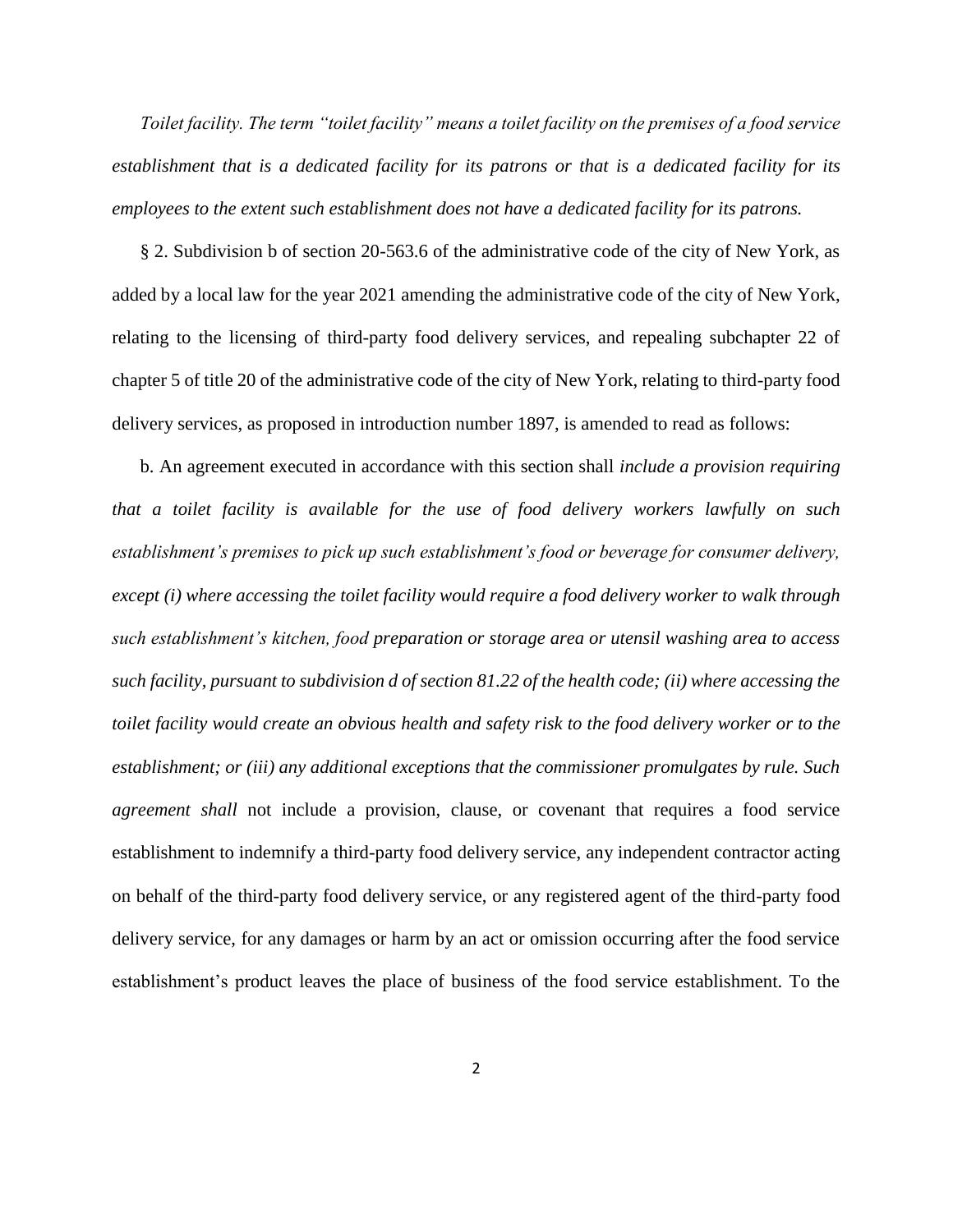*Toilet facility. The term "toilet facility" means a toilet facility on the premises of a food service establishment that is a dedicated facility for its patrons or that is a dedicated facility for its employees to the extent such establishment does not have a dedicated facility for its patrons.*

§ 2. Subdivision b of section 20-563.6 of the administrative code of the city of New York, as added by a local law for the year 2021 amending the administrative code of the city of New York, relating to the licensing of third-party food delivery services, and repealing subchapter 22 of chapter 5 of title 20 of the administrative code of the city of New York, relating to third-party food delivery services, as proposed in introduction number 1897, is amended to read as follows:

b. An agreement executed in accordance with this section shall *include a provision requiring that a toilet facility is available for the use of food delivery workers lawfully on such establishment's premises to pick up such establishment's food or beverage for consumer delivery, except (i) where accessing the toilet facility would require a food delivery worker to walk through such establishment's kitchen, food preparation or storage area or utensil washing area to access such facility, pursuant to subdivision d of section 81.22 of the health code; (ii) where accessing the toilet facility would create an obvious health and safety risk to the food delivery worker or to the establishment; or (iii) any additional exceptions that the commissioner promulgates by rule. Such agreement shall* not include a provision, clause, or covenant that requires a food service establishment to indemnify a third-party food delivery service, any independent contractor acting on behalf of the third-party food delivery service, or any registered agent of the third-party food delivery service, for any damages or harm by an act or omission occurring after the food service establishment's product leaves the place of business of the food service establishment. To the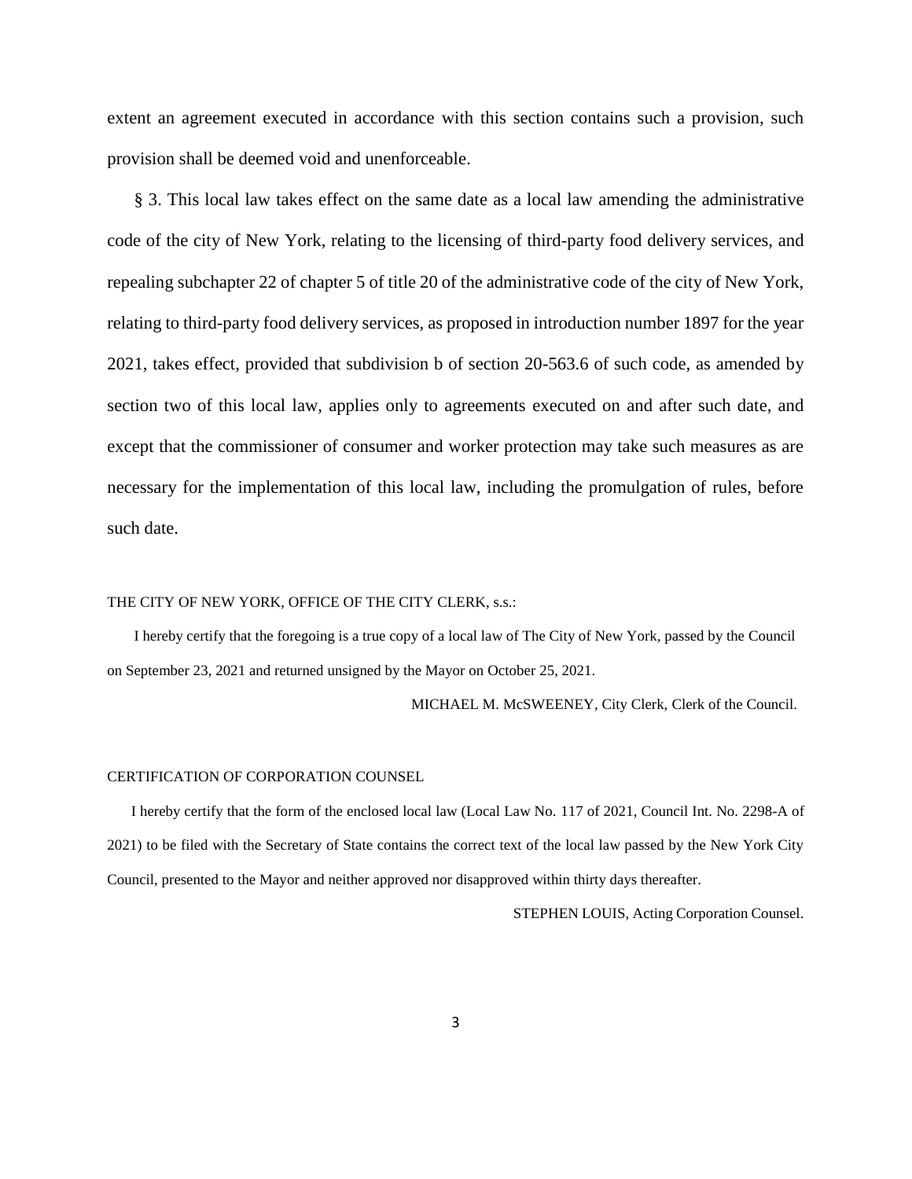extent an agreement executed in accordance with this section contains such a provision, such provision shall be deemed void and unenforceable.

§ 3. This local law takes effect on the same date as a local law amending the administrative code of the city of New York, relating to the licensing of third-party food delivery services, and repealing subchapter 22 of chapter 5 of title 20 of the administrative code of the city of New York, relating to third-party food delivery services, as proposed in introduction number 1897 for the year 2021, takes effect, provided that subdivision b of section 20-563.6 of such code, as amended by section two of this local law, applies only to agreements executed on and after such date, and except that the commissioner of consumer and worker protection may take such measures as are necessary for the implementation of this local law, including the promulgation of rules, before such date.

THE CITY OF NEW YORK, OFFICE OF THE CITY CLERK, s.s.:

I hereby certify that the foregoing is a true copy of a local law of The City of New York, passed by the Council on September 23, 2021 and returned unsigned by the Mayor on October 25, 2021.

MICHAEL M. McSWEENEY, City Clerk, Clerk of the Council.

CERTIFICATION OF CORPORATION COUNSEL

I hereby certify that the form of the enclosed local law (Local Law No. 117 of 2021, Council Int. No. 2298-A of 2021) to be filed with the Secretary of State contains the correct text of the local law passed by the New York City Council, presented to the Mayor and neither approved nor disapproved within thirty days thereafter.

STEPHEN LOUIS, Acting Corporation Counsel.